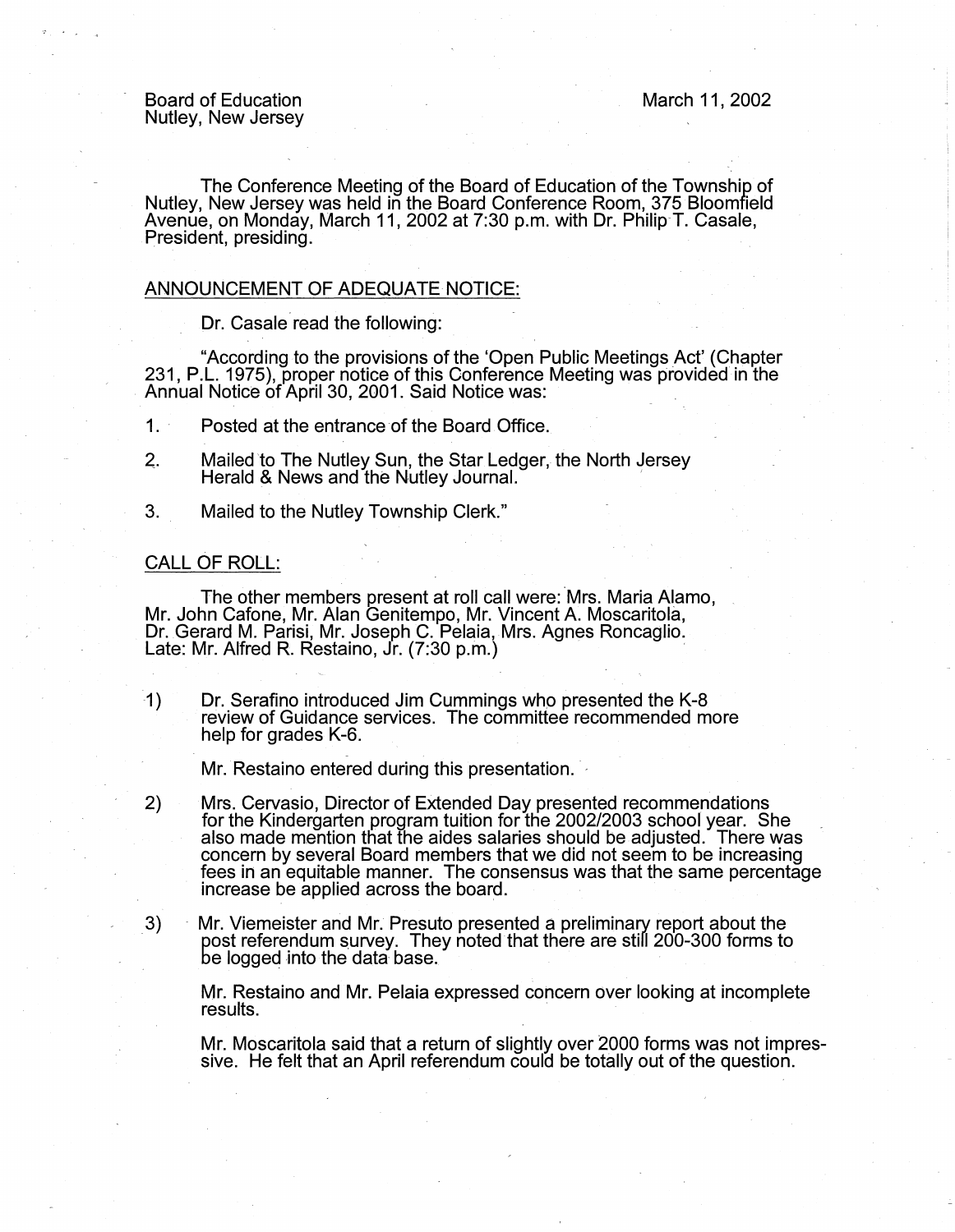Board of Education
Nutley, New Jersey

March 11, 2002

The Conference Meeting of the Board of Education of the Township of Nutley, New Jersey was held in the Board Conference Room, 375 Bloomfield Avenue, on Monday, March 11, 2002 at 7:30 p.m. with Dr. Philip T. Casale, President, presiding.

## ANNOUNCEMENT OF ADEQUATE NOTICE:

Dr. Casale read the following:

"According to the provisions of the 'Open Public Meetings Act' (Chapter 231, P.L. 1975), proper notice of this Conference Meeting was provided in the Annual Notice of April 30, 2001. Said Notice was:

1. Posted at the entrance of the Board Office.
2. Mailed to The Nutley Sun, the Star Ledger, the North Jersey Herald & News and the Nutley Journal.
3. Mailed to the Nutley Township Clerk."

## CALL OF ROLL:

The other members present at roll call were: Mrs. Maria Alamo, Mr. John Cafone, Mr. Alan Genitempo, Mr. Vincent A. Moscaritola, Dr. Gerard M. Parisi, Mr. Joseph C. Pelaia, Mrs. Agnes Roncaglio. Late: Mr. Alfred R. Restaino, Jr. (7:30 p.m.)

1) Dr. Serafino introduced Jim Cummings who presented the K-8 review of Guidance services. The committee recommended more help for grades K-6.

   Mr. Restaino entered during this presentation.

2) Mrs. Cervasio, Director of Extended Day presented recommendations for the Kindergarten program tuition for the 2002/2003 school year. She also made mention that the aides salaries should be adjusted. There was concern by several Board members that we did not seem to be increasing fees in an equitable manner. The consensus was that the same percentage increase be applied across the board.

3) Mr. Viemeister and Mr. Presuto presented a preliminary report about the post referendum survey. They noted that there are still 200-300 forms to be logged into the data base.

   Mr. Restaino and Mr. Pelaia expressed concern over looking at incomplete results.

   Mr. Moscaritola said that a return of slightly over 2000 forms was not impressive. He felt that an April referendum could be totally out of the question.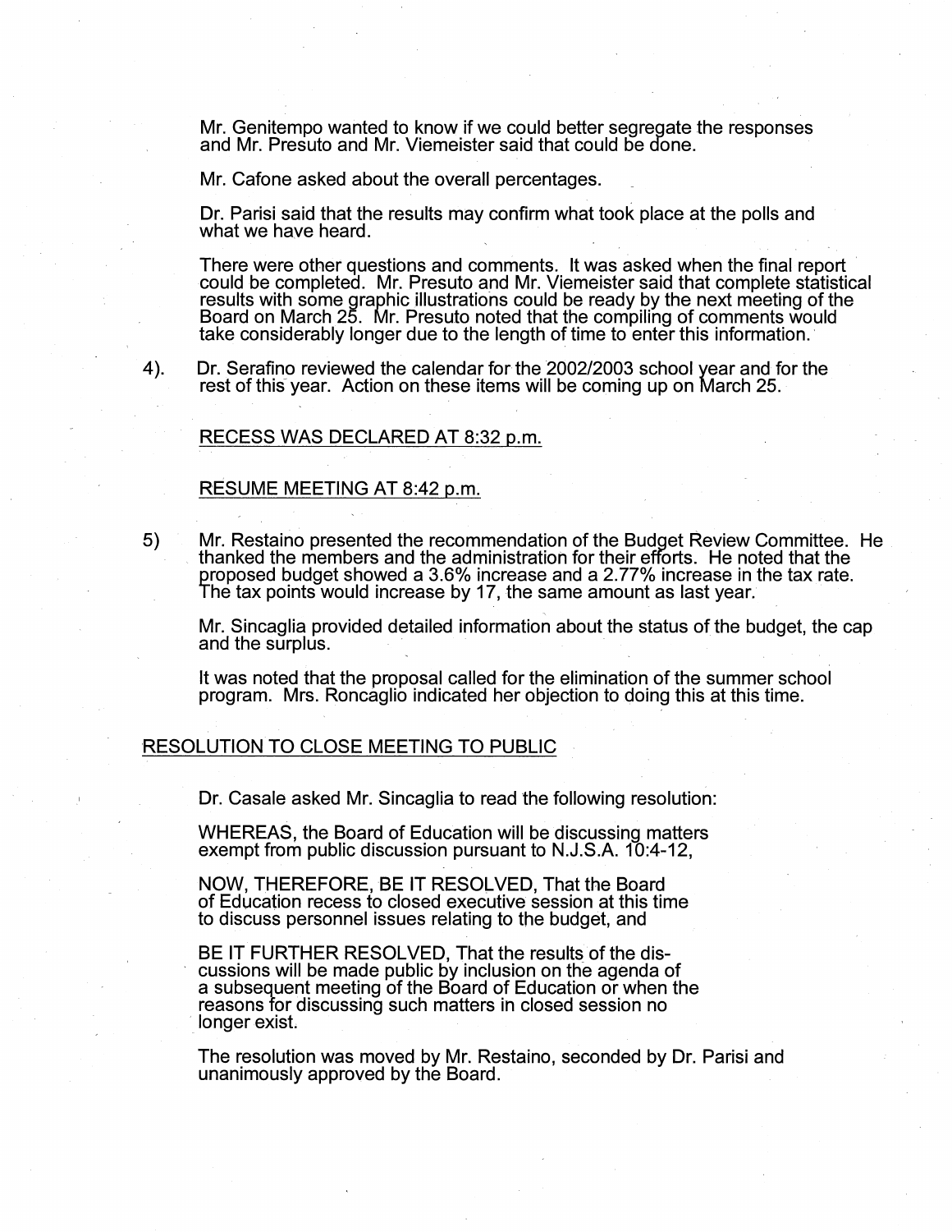Mr. Genitempo wanted to know if we could better segregate the responses and Mr. Presuto and Mr. Viemeister said that could be done.

Mr. Cafone asked about the overall percentages.

Dr. Parisi said that the results may confirm what took place at the polls and what we have heard.

There were other questions and comments. It was asked when the final report could be completed. Mr. Presuto and Mr. Viemeister said that complete statistical results with some graphic illustrations could be ready by the next meeting of the Board on March 25. Mr. Presuto noted that the compiling of comments would take considerably longer due to the length of time to enter this information.

4). Dr. Serafino reviewed the calendar for the 2002/2003 school year and for the rest of this year. Action on these items will be coming up on March 25.

RECESS WAS DECLARED AT 8:32 p.m.

RESUME MEETING AT 8:42 p.m.

5) Mr. Restaino presented the recommendation of the Budget Review Committee. He thanked the members and the administration for their efforts. He noted that the proposed budget showed a 3.6% increase and a 2.77% increase in the tax rate. The tax points would increase by 17, the same amount as last year.

Mr. Sincaglia provided detailed information about the status of the budget, the cap and the surplus.

It was noted that the proposal called for the elimination of the summer school program. Mrs. Roncaglio indicated her objection to doing this at this time.

## RESOLUTION TO CLOSE MEETING TO PUBLIC

Dr. Casale asked Mr. Sincaglia to read the following resolution:

WHEREAS, the Board of Education will be discussing matters exempt from public discussion pursuant to N.J.S.A. 10:4-12,

NOW, THEREFORE, BE IT RESOLVED, That the Board of Education recess to closed executive session at this time to discuss personnel issues relating to the budget, and

BE IT FURTHER RESOLVED, That the results of the discussions will be made public by inclusion on the agenda of a subsequent meeting of the Board of Education or when the reasons for discussing such matters in closed session no longer exist.

The resolution was moved by Mr. Restaino, seconded by Dr. Parisi and unanimously approved by the Board.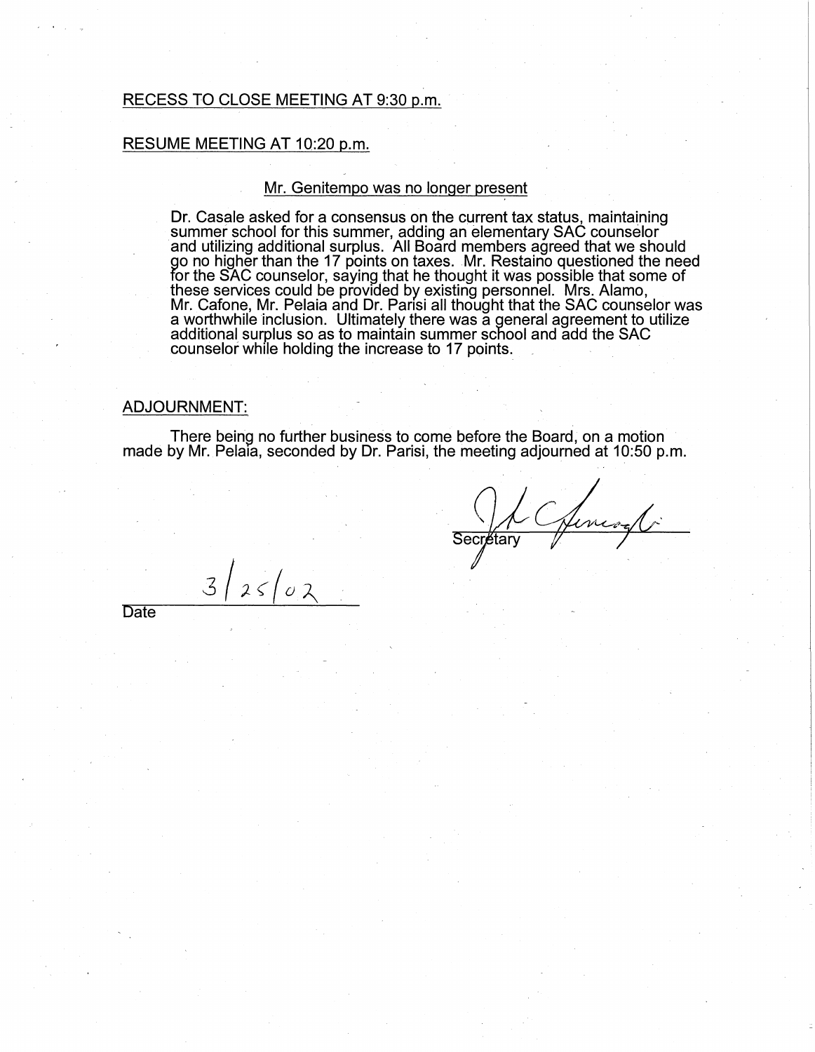RECESS TO CLOSE MEETING AT 9:30 p.m.

RESUME MEETING AT 10:20 p.m.

Mr. Genitempo was no longer present

Dr. Casale asked for a consensus on the current tax status, maintaining summer school for this summer, adding an elementary SAC counselor and utilizing additional surplus. All Board members agreed that we should go no higher than the 17 points on taxes. Mr. Restaino questioned the need for the SAC counselor, saying that he thought it was possible that some of these services could be provided by existing personnel. Mrs. Alamo, Mr. Cafone, Mr. Pelaia and Dr. Parisi all thought that the SAC counselor was a worthwhile inclusion. Ultimately there was a general agreement to utilize additional surplus so as to maintain summer school and add the SAC counselor while holding the increase to 17 points.

ADJOURNMENT:

There being no further business to come before the Board, on a motion made by Mr. Pelaia, seconded by Dr. Parisi, the meeting adjourned at 10:50 p.m.

Secretary

3/25/02

Date